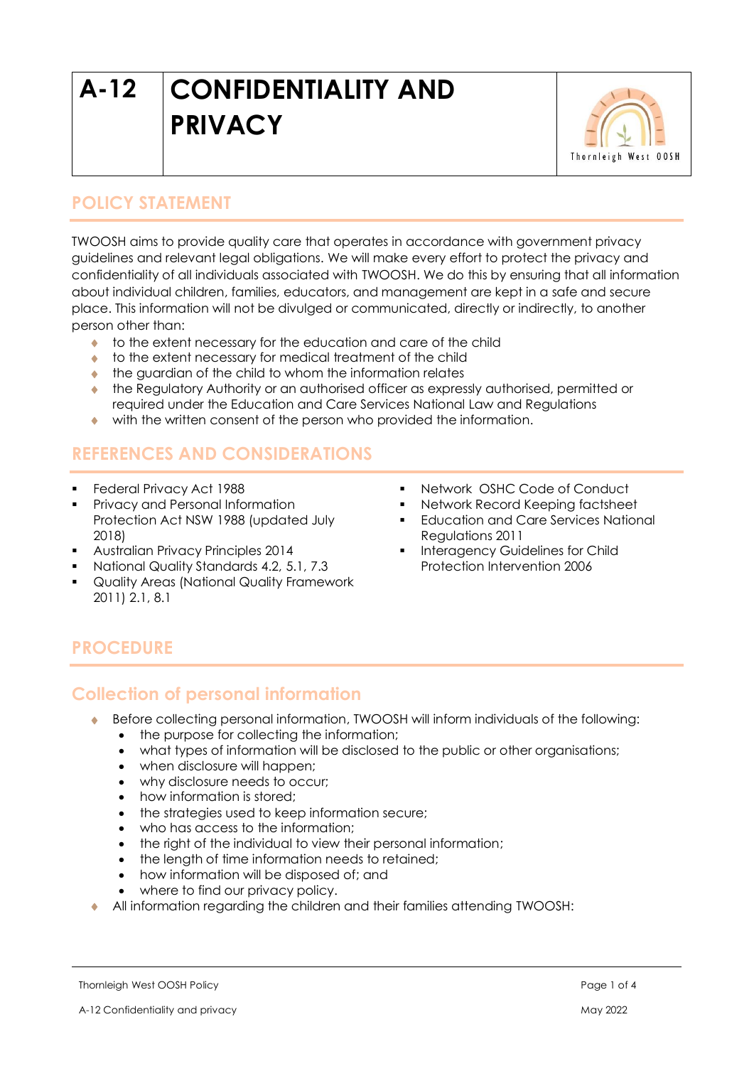# A-12 CONFIDENTIALITY AND PRIVACY

Thornleigh West OOSH

## POLICY STATEMENT

TWOOSH aims to provide quality care that operates in accordance with government privacy guidelines and relevant legal obligations. We will make every effort to protect the privacy and confidentiality of all individuals associated with TWOOSH. We do this by ensuring that all information about individual children, families, educators, and management are kept in a safe and secure place. This information will not be divulged or communicated, directly or indirectly, to another person other than:

- to the extent necessary for the education and care of the child
- to the extent necessary for medical treatment of the child
- the guardian of the child to whom the information relates
- the Regulatory Authority or an authorised officer as expressly authorised, permitted or required under the Education and Care Services National Law and Regulations
- with the written consent of the person who provided the information.

## REFERENCES AND CONSIDERATIONS

- Federal Privacy Act 1988
- Privacy and Personal Information Protection Act NSW 1988 (updated July 2018)
- Australian Privacy Principles 2014
- National Quality Standards 4.2, 5.1, 7.3
- Quality Areas (National Quality Framework 2011) 2.1, 8.1
- Network OSHC Code of Conduct
- Network Record Keeping factsheet
- Education and Care Services National Regulations 2011
- Interagency Guidelines for Child Protection Intervention 2006

## PROCEDURE

### Collection of personal information

- Before collecting personal information, TWOOSH will inform individuals of the following:
  - the purpose for collecting the information;
  - what types of information will be disclosed to the public or other organisations;
  - when disclosure will happen;
  - why disclosure needs to occur;
  - how information is stored;
  - the strategies used to keep information secure;
  - who has access to the information;
  - the right of the individual to view their personal information;
  - the length of time information needs to retained;
  - how information will be disposed of; and
  - where to find our privacy policy.
- All information regarding the children and their families attending TWOOSH: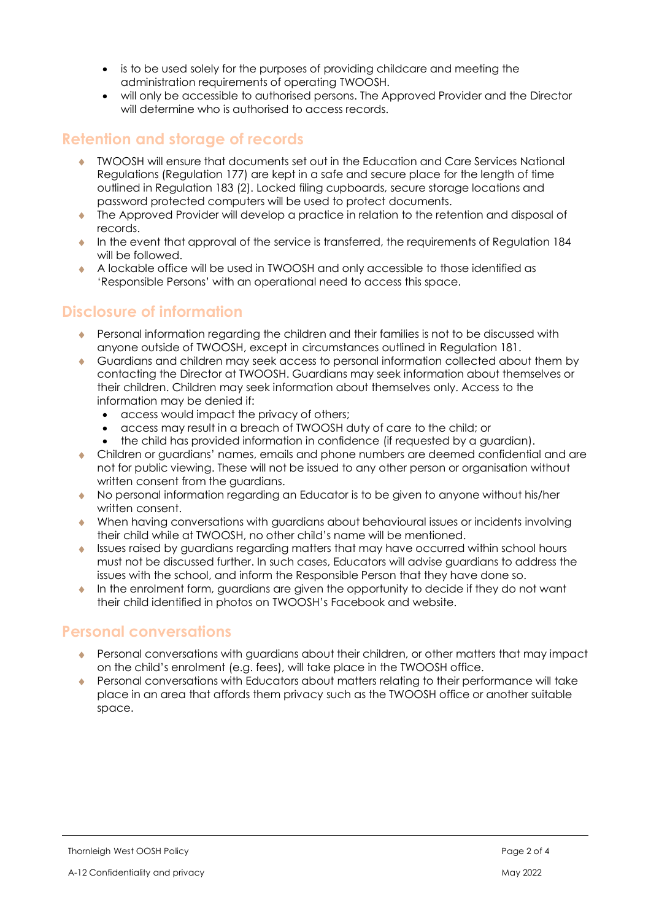- is to be used solely for the purposes of providing childcare and meeting the administration requirements of operating TWOOSH.
- will only be accessible to authorised persons. The Approved Provider and the Director will determine who is authorised to access records.

## Retention and storage of records

- TWOOSH will ensure that documents set out in the Education and Care Services National Regulations (Regulation 177) are kept in a safe and secure place for the length of time outlined in Regulation 183 (2). Locked filing cupboards, secure storage locations and password protected computers will be used to protect documents.
- The Approved Provider will develop a practice in relation to the retention and disposal of records.
- In the event that approval of the service is transferred, the requirements of Regulation 184 will be followed.
- A lockable office will be used in TWOOSH and only accessible to those identified as 'Responsible Persons' with an operational need to access this space.

## Disclosure of information

- Personal information regarding the children and their families is not to be discussed with anyone outside of TWOOSH, except in circumstances outlined in Regulation 181.
- Guardians and children may seek access to personal information collected about them by contacting the Director at TWOOSH. Guardians may seek information about themselves or their children. Children may seek information about themselves only. Access to the information may be denied if:
  - access would impact the privacy of others;
  - access may result in a breach of TWOOSH duty of care to the child; or
  - the child has provided information in confidence (if requested by a guardian).
- Children or guardians' names, emails and phone numbers are deemed confidential and are not for public viewing. These will not be issued to any other person or organisation without written consent from the guardians.
- No personal information regarding an Educator is to be given to anyone without his/her written consent.
- When having conversations with guardians about behavioural issues or incidents involving their child while at TWOOSH, no other child's name will be mentioned.
- Issues raised by guardians regarding matters that may have occurred within school hours must not be discussed further. In such cases, Educators will advise guardians to address the issues with the school, and inform the Responsible Person that they have done so.
- In the enrolment form, guardians are given the opportunity to decide if they do not want their child identified in photos on TWOOSH's Facebook and website.

## Personal conversations

- Personal conversations with guardians about their children, or other matters that may impact on the child's enrolment (e.g. fees), will take place in the TWOOSH office.
- Personal conversations with Educators about matters relating to their performance will take place in an area that affords them privacy such as the TWOOSH office or another suitable space.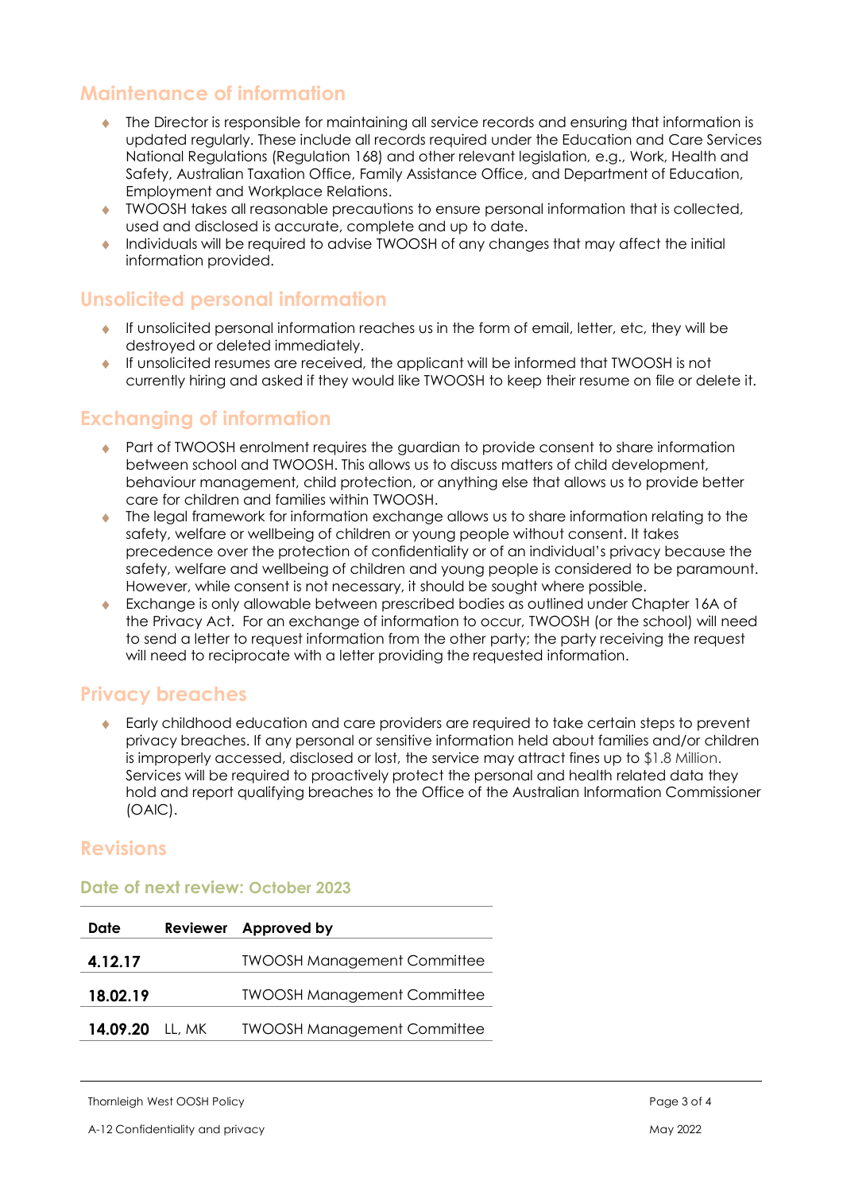## Maintenance of information

- The Director is responsible for maintaining all service records and ensuring that information is updated regularly. These include all records required under the Education and Care Services National Regulations (Regulation 168) and other relevant legislation, e.g., Work, Health and Safety, Australian Taxation Office, Family Assistance Office, and Department of Education, Employment and Workplace Relations.
- TWOOSH takes all reasonable precautions to ensure personal information that is collected, used and disclosed is accurate, complete and up to date.
- Individuals will be required to advise TWOOSH of any changes that may affect the initial information provided.

## Unsolicited personal information

- If unsolicited personal information reaches us in the form of email, letter, etc, they will be destroyed or deleted immediately.
- If unsolicited resumes are received, the applicant will be informed that TWOOSH is not currently hiring and asked if they would like TWOOSH to keep their resume on file or delete it.

## Exchanging of information

- Part of TWOOSH enrolment requires the guardian to provide consent to share information between school and TWOOSH. This allows us to discuss matters of child development, behaviour management, child protection, or anything else that allows us to provide better care for children and families within TWOOSH.
- The legal framework for information exchange allows us to share information relating to the safety, welfare or wellbeing of children or young people without consent. It takes precedence over the protection of confidentiality or of an individual's privacy because the safety, welfare and wellbeing of children and young people is considered to be paramount. However, while consent is not necessary, it should be sought where possible.
- Exchange is only allowable between prescribed bodies as outlined under Chapter 16A of the Privacy Act. For an exchange of information to occur, TWOOSH (or the school) will need to send a letter to request information from the other party; the party receiving the request will need to reciprocate with a letter providing the requested information.

## Privacy breaches

- Early childhood education and care providers are required to take certain steps to prevent privacy breaches. If any personal or sensitive information held about families and/or children is improperly accessed, disclosed or lost, the service may attract fines up to $1.8 Million. Services will be required to proactively protect the personal and health related data they hold and report qualifying breaches to the Office of the Australian Information Commissioner (OAIC).

## Revisions

### Date of next review: October 2023

| Date | Reviewer | Approved by |
|---|---|---|
| **4.12.17** | | TWOOSH Management Committee |
| **18.02.19** | | TWOOSH Management Committee |
| **14.09.20** | LL, MK | TWOOSH Management Committee |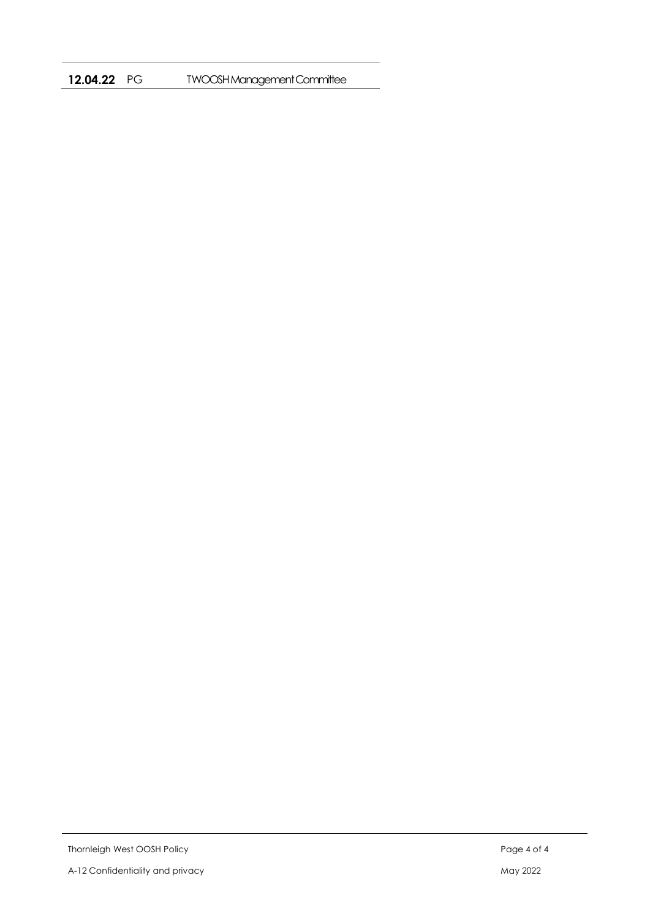| | | |
|---|---|---|
| **12.04.22** | PG | TWOOSH Management Committee |